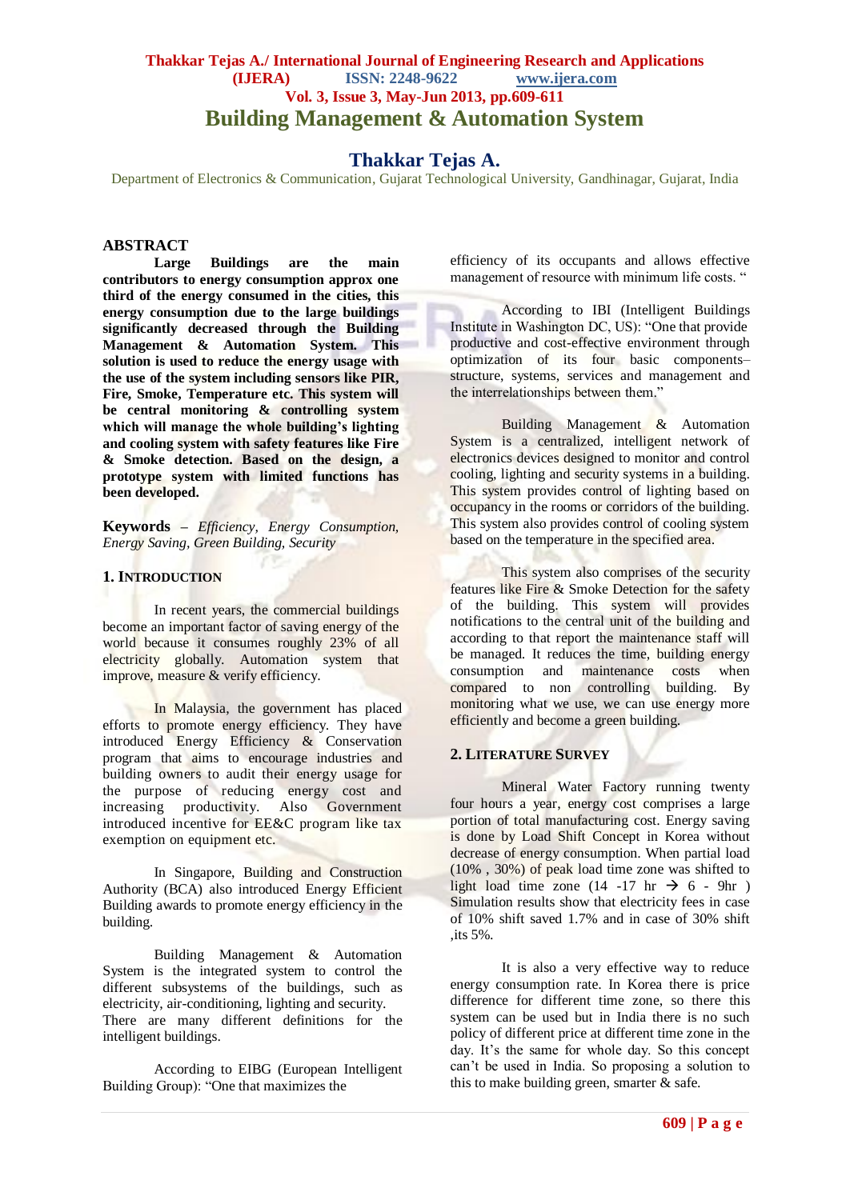# Building Management & Automation System

## Thakkar Tejas A.

Department of Electronics & Communication, Gujarat Technological University, Gandhinagar, Gujarat, India

## ABSTRACT

**Large Buildings are the main contributors to energy consumption approx one third of the energy consumed in the cities, this energy consumption due to the large buildings significantly decreased through the Building Management & Automation System. This solution is used to reduce the energy usage with the use of the system including sensors like PIR, Fire, Smoke, Temperature etc. This system will be central monitoring & controlling system which will manage the whole building's lighting and cooling system with safety features like Fire & Smoke detection. Based on the design, a prototype system with limited functions has been developed.**

**Keywords** – *Efficiency, Energy Consumption, Energy Saving, Green Building, Security*

## 1. INTRODUCTION

In recent years, the commercial buildings become an important factor of saving energy of the world because it consumes roughly 23% of all electricity globally. Automation system that improve, measure & verify efficiency.

In Malaysia, the government has placed efforts to promote energy efficiency. They have introduced Energy Efficiency & Conservation program that aims to encourage industries and building owners to audit their energy usage for the purpose of reducing energy cost and increasing productivity. Also Government introduced incentive for EE&C program like tax exemption on equipment etc.

In Singapore, Building and Construction Authority (BCA) also introduced Energy Efficient Building awards to promote energy efficiency in the building.

Building Management & Automation System is the integrated system to control the different subsystems of the buildings, such as electricity, air-conditioning, lighting and security. There are many different definitions for the intelligent buildings.

According to EIBG (European Intelligent Building Group): "One that maximizes the efficiency of its occupants and allows effective management of resource with minimum life costs. "

According to IBI (Intelligent Buildings Institute in Washington DC, US): "One that provide productive and cost-effective environment through optimization of its four basic components–structure, systems, services and management and the interrelationships between them."

Building Management & Automation System is a centralized, intelligent network of electronics devices designed to monitor and control cooling, lighting and security systems in a building. This system provides control of lighting based on occupancy in the rooms or corridors of the building. This system also provides control of cooling system based on the temperature in the specified area.

This system also comprises of the security features like Fire & Smoke Detection for the safety of the building. This system will provides notifications to the central unit of the building and according to that report the maintenance staff will be managed. It reduces the time, building energy consumption and maintenance costs when compared to non controlling building. By monitoring what we use, we can use energy more efficiently and become a green building.

## 2. LITERATURE SURVEY

Mineral Water Factory running twenty four hours a year, energy cost comprises a large portion of total manufacturing cost. Energy saving is done by Load Shift Concept in Korea without decrease of energy consumption. When partial load (10% , 30%) of peak load time zone was shifted to light load time zone (14 -17 hr → 6 - 9hr ) Simulation results show that electricity fees in case of 10% shift saved 1.7% and in case of 30% shift ,its 5%.

It is also a very effective way to reduce energy consumption rate. In Korea there is price difference for different time zone, so there this system can be used but in India there is no such policy of different price at different time zone in the day. It's the same for whole day. So this concept can't be used in India. So proposing a solution to this to make building green, smarter & safe.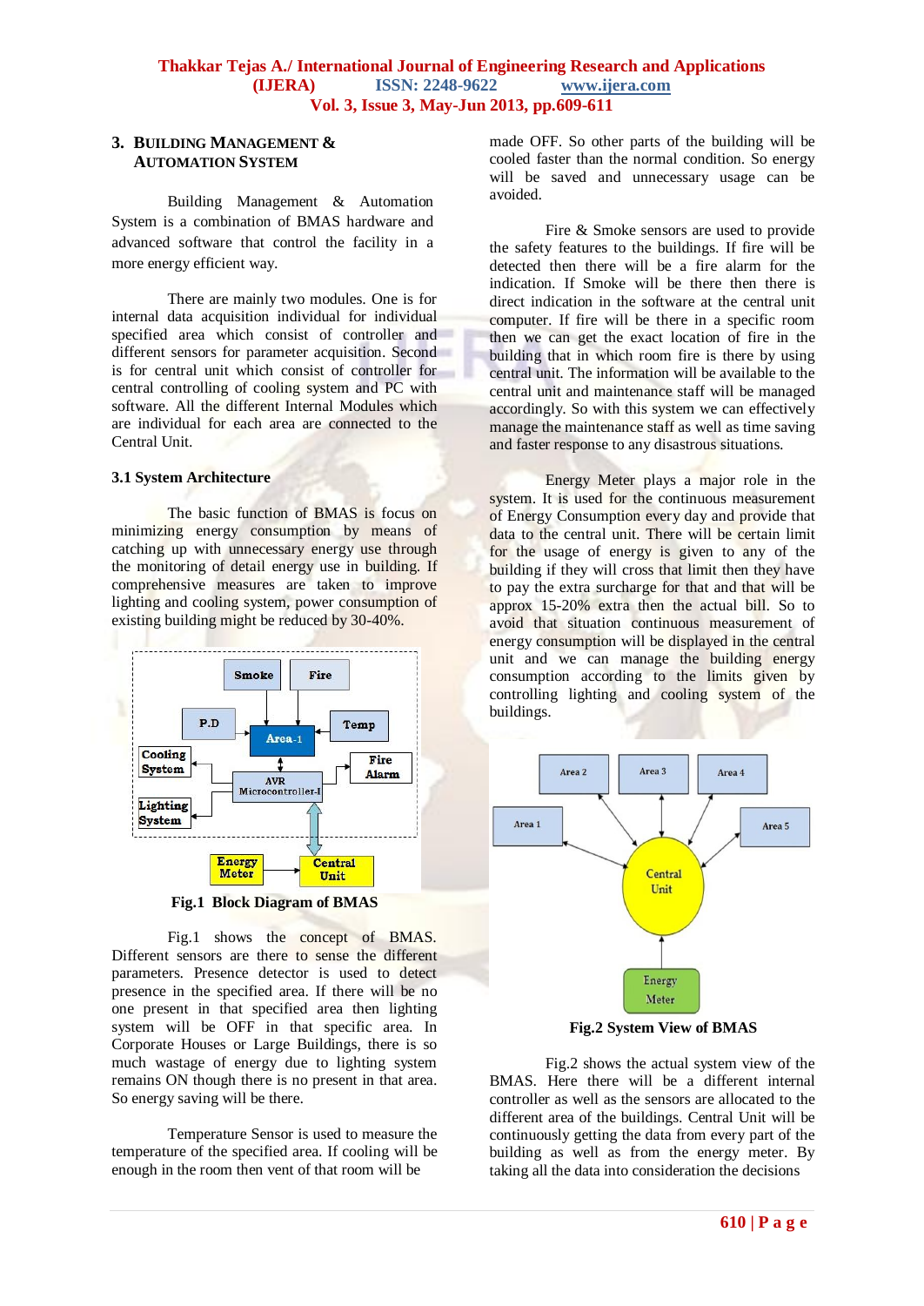## 3. Building Management & Automation System

Building Management & Automation System is a combination of BMAS hardware and advanced software that control the facility in a more energy efficient way.

There are mainly two modules. One is for internal data acquisition individual for individual specified area which consist of controller and different sensors for parameter acquisition. Second is for central unit which consist of controller for central controlling of cooling system and PC with software. All the different Internal Modules which are individual for each area are connected to the Central Unit.

### 3.1 System Architecture

The basic function of BMAS is focus on minimizing energy consumption by means of catching up with unnecessary energy use through the monitoring of detail energy use in building. If comprehensive measures are taken to improve lighting and cooling system, power consumption of existing building might be reduced by 30-40%.

Smoke
Fire
P.D
Area-1
Temp
Cooling System
AVR Microcontroller-I
Fire Alarm
Lighting System
Energy Meter
Central Unit

**Fig.1 Block Diagram of BMAS**

Fig.1 shows the concept of BMAS. Different sensors are there to sense the different parameters. Presence detector is used to detect presence in the specified area. If there will be no one present in that specified area then lighting system will be OFF in that specific area. In Corporate Houses or Large Buildings, there is so much wastage of energy due to lighting system remains ON though there is no present in that area. So energy saving will be there.

Temperature Sensor is used to measure the temperature of the specified area. If cooling will be enough in the room then vent of that room will be made OFF. So other parts of the building will be cooled faster than the normal condition. So energy will be saved and unnecessary usage can be avoided.

Fire & Smoke sensors are used to provide the safety features to the buildings. If fire will be detected then there will be a fire alarm for the indication. If Smoke will be there then there is direct indication in the software at the central unit computer. If fire will be there in a specific room then we can get the exact location of fire in the building that in which room fire is there by using central unit. The information will be available to the central unit and maintenance staff will be managed accordingly. So with this system we can effectively manage the maintenance staff as well as time saving and faster response to any disastrous situations.

Energy Meter plays a major role in the system. It is used for the continuous measurement of Energy Consumption every day and provide that data to the central unit. There will be certain limit for the usage of energy is given to any of the building if they will cross that limit then they have to pay the extra surcharge for that and that will be approx 15-20% extra then the actual bill. So to avoid that situation continuous measurement of energy consumption will be displayed in the central unit and we can manage the building energy consumption according to the limits given by controlling lighting and cooling system of the buildings.

Area 2
Area 3
Area 4
Area 1
Area 5
Central Unit
Energy Meter

**Fig.2 System View of BMAS**

Fig.2 shows the actual system view of the BMAS. Here there will be a different internal controller as well as the sensors are allocated to the different area of the buildings. Central Unit will be continuously getting the data from every part of the building as well as from the energy meter. By taking all the data into consideration the decisions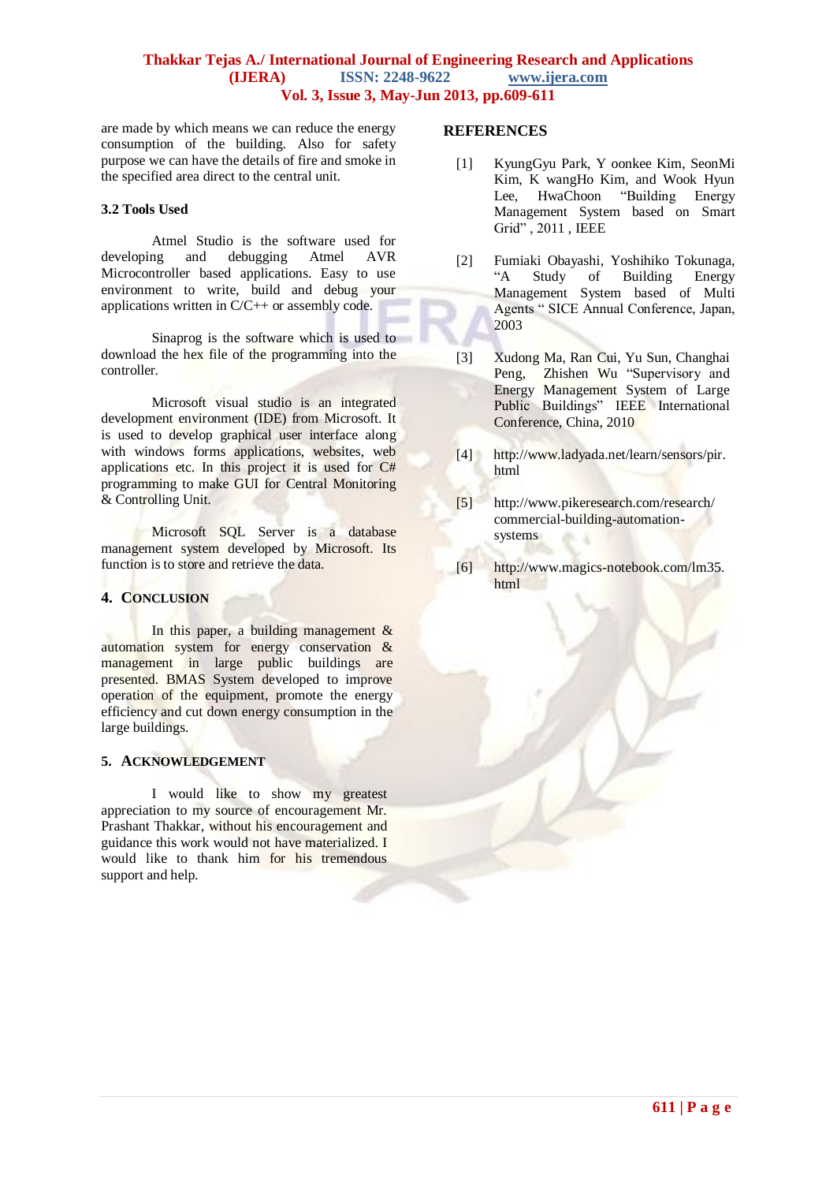are made by which means we can reduce the energy consumption of the building. Also for safety purpose we can have the details of fire and smoke in the specified area direct to the central unit.

### 3.2 Tools Used

Atmel Studio is the software used for developing and debugging Atmel AVR Microcontroller based applications. Easy to use environment to write, build and debug your applications written in C/C++ or assembly code.

Sinaprog is the software which is used to download the hex file of the programming into the controller.

Microsoft visual studio is an integrated development environment (IDE) from Microsoft. It is used to develop graphical user interface along with windows forms applications, websites, web applications etc. In this project it is used for C# programming to make GUI for Central Monitoring & Controlling Unit.

Microsoft SQL Server is a database management system developed by Microsoft. Its function is to store and retrieve the data.

## 4. Conclusion

In this paper, a building management & automation system for energy conservation & management in large public buildings are presented. BMAS System developed to improve operation of the equipment, promote the energy efficiency and cut down energy consumption in the large buildings.

## 5. Acknowledgement

I would like to show my greatest appreciation to my source of encouragement Mr. Prashant Thakkar, without his encouragement and guidance this work would not have materialized. I would like to thank him for his tremendous support and help.

## REFERENCES

[1] KyungGyu Park, Y oonkee Kim, SeonMi Kim, K wangHo Kim, and Wook Hyun Lee, HwaChoon "Building Energy Management System based on Smart Grid" , 2011 , IEEE

[2] Fumiaki Obayashi, Yoshihiko Tokunaga, "A Study of Building Energy Management System based of Multi Agents " SICE Annual Conference, Japan, 2003

[3] Xudong Ma, Ran Cui, Yu Sun, Changhai Peng, Zhishen Wu "Supervisory and Energy Management System of Large Public Buildings" IEEE International Conference, China, 2010

[4] http://www.ladyada.net/learn/sensors/pir.html

[5] http://www.pikeresearch.com/research/commercial-building-automation-systems

[6] http://www.magics-notebook.com/lm35.html